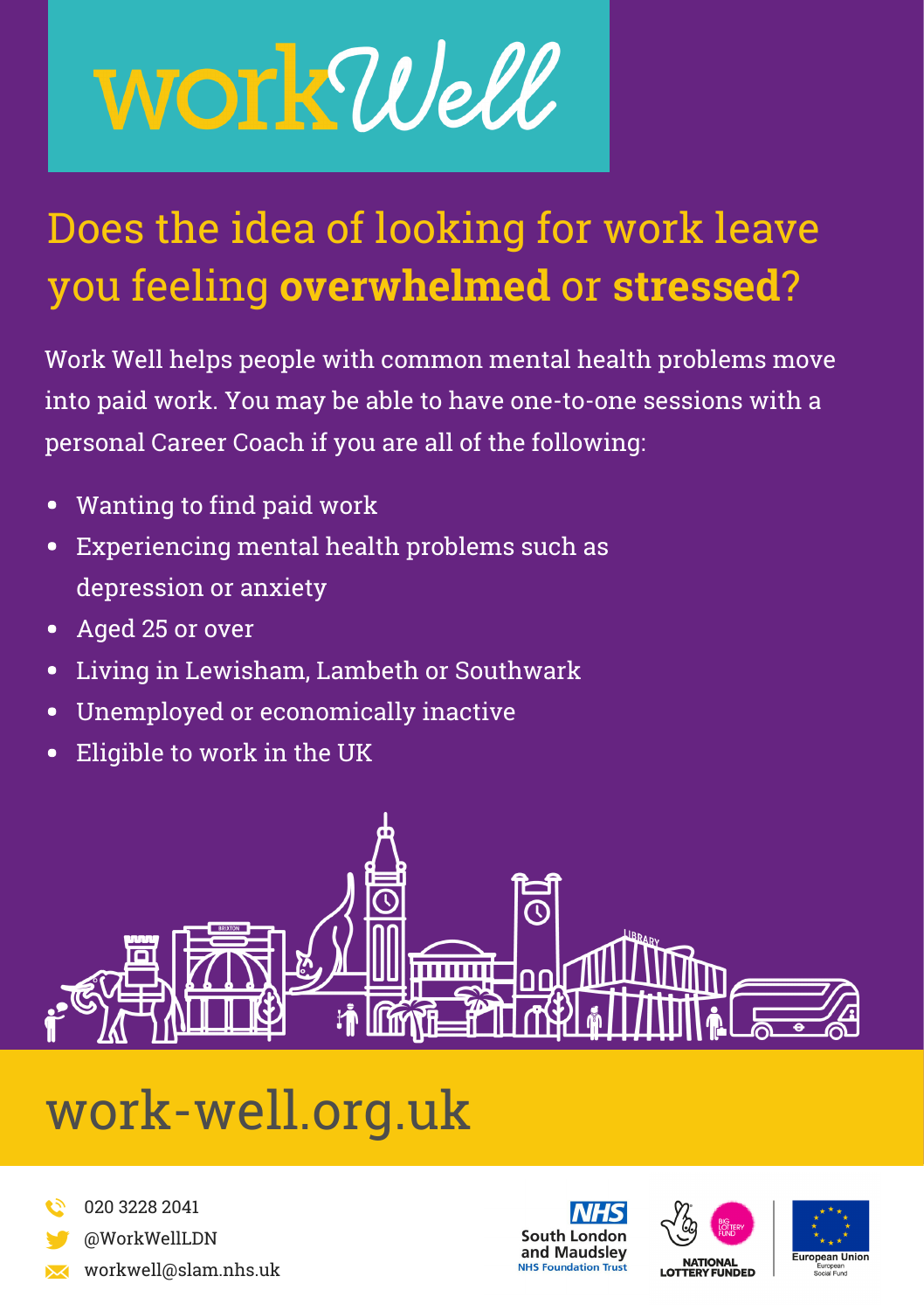# workWell

## Does the idea of looking for work leave you feeling **overwhelmed** or **stressed**?

Work Well helps people with common mental health problems move into paid work. You may be able to have one-to-one sessions with a personal Career Coach if you are all of the following:

- Wanting to find paid work
- Experiencing mental health problems such as depression or anxiety
- Aged 25 or over
- Living in Lewisham, Lambeth or Southwark
- Unemployed or economically inactive
- Eligible to work in the UK

## work-well.org.uk

020 3228 2041

@WorkWellLDN

workwell@slam.nhs.uk

NHS South London and Maudsley NHS Foundation Trust

BIG LOTTERY FUND — NATIONAL LOTTERY FUNDED

European Union — European Social Fund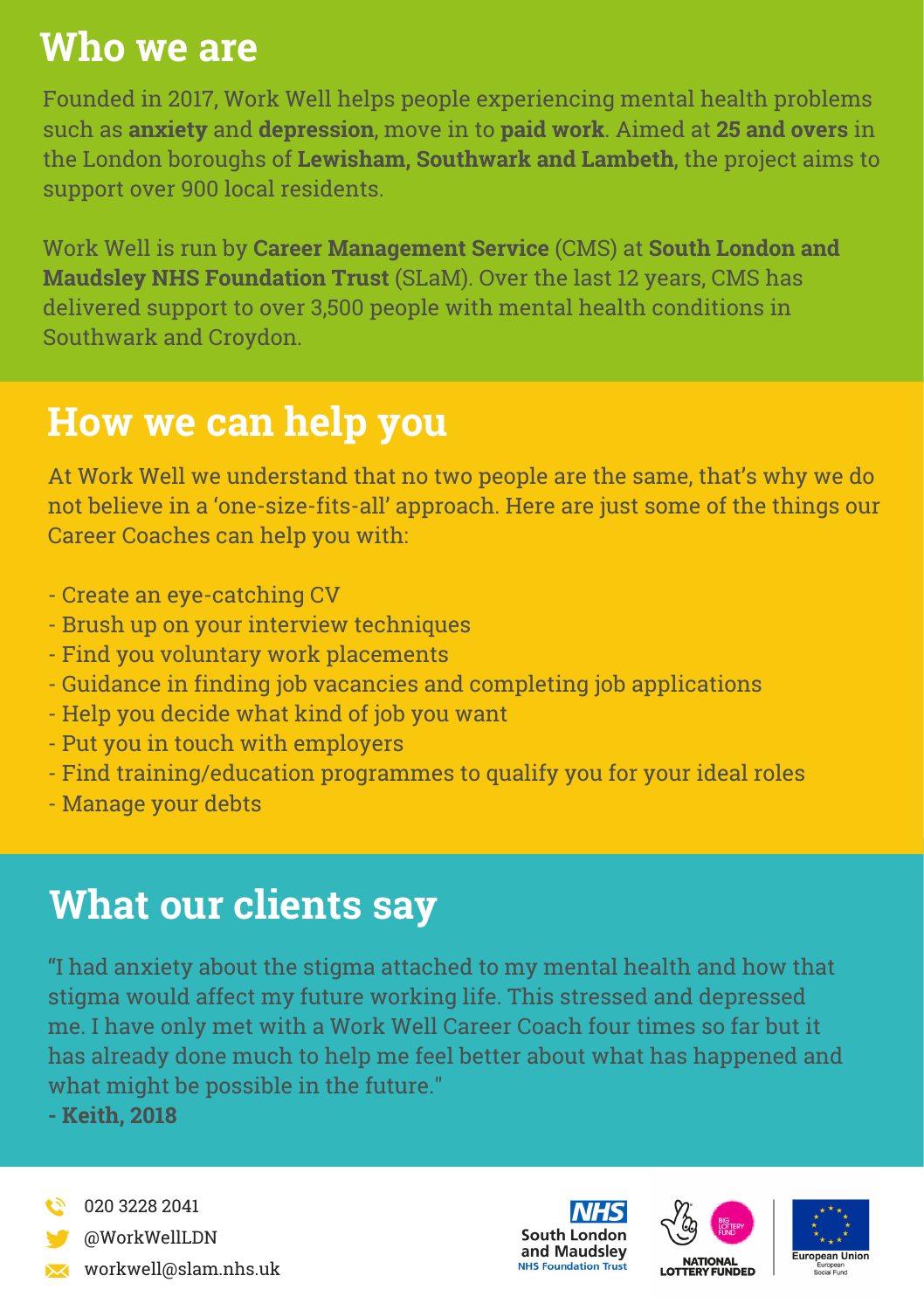## Who we are

Founded in 2017, Work Well helps people experiencing mental health problems such as **anxiety** and **depression**, move in to **paid work**. Aimed at **25 and overs** in the London boroughs of **Lewisham, Southwark and Lambeth**, the project aims to support over 900 local residents.

Work Well is run by **Career Management Service** (CMS) at **South London and Maudsley NHS Foundation Trust** (SLaM). Over the last 12 years, CMS has delivered support to over 3,500 people with mental health conditions in Southwark and Croydon.

## How we can help you

At Work Well we understand that no two people are the same, that's why we do not believe in a 'one-size-fits-all' approach. Here are just some of the things our Career Coaches can help you with:

- Create an eye-catching CV
- Brush up on your interview techniques
- Find you voluntary work placements
- Guidance in finding job vacancies and completing job applications
- Help you decide what kind of job you want
- Put you in touch with employers
- Find training/education programmes to qualify you for your ideal roles
- Manage your debts

## What our clients say

"I had anxiety about the stigma attached to my mental health and how that stigma would affect my future working life. This stressed and depressed me. I have only met with a Work Well Career Coach four times so far but it has already done much to help me feel better about what has happened and what might be possible in the future."

**- Keith, 2018**

020 3228 2041

@WorkWellLDN

workwell@slam.nhs.uk

NHS South London and Maudsley NHS Foundation Trust

BIG LOTTERY FUND NATIONAL LOTTERY FUNDED

European Union European Social Fund